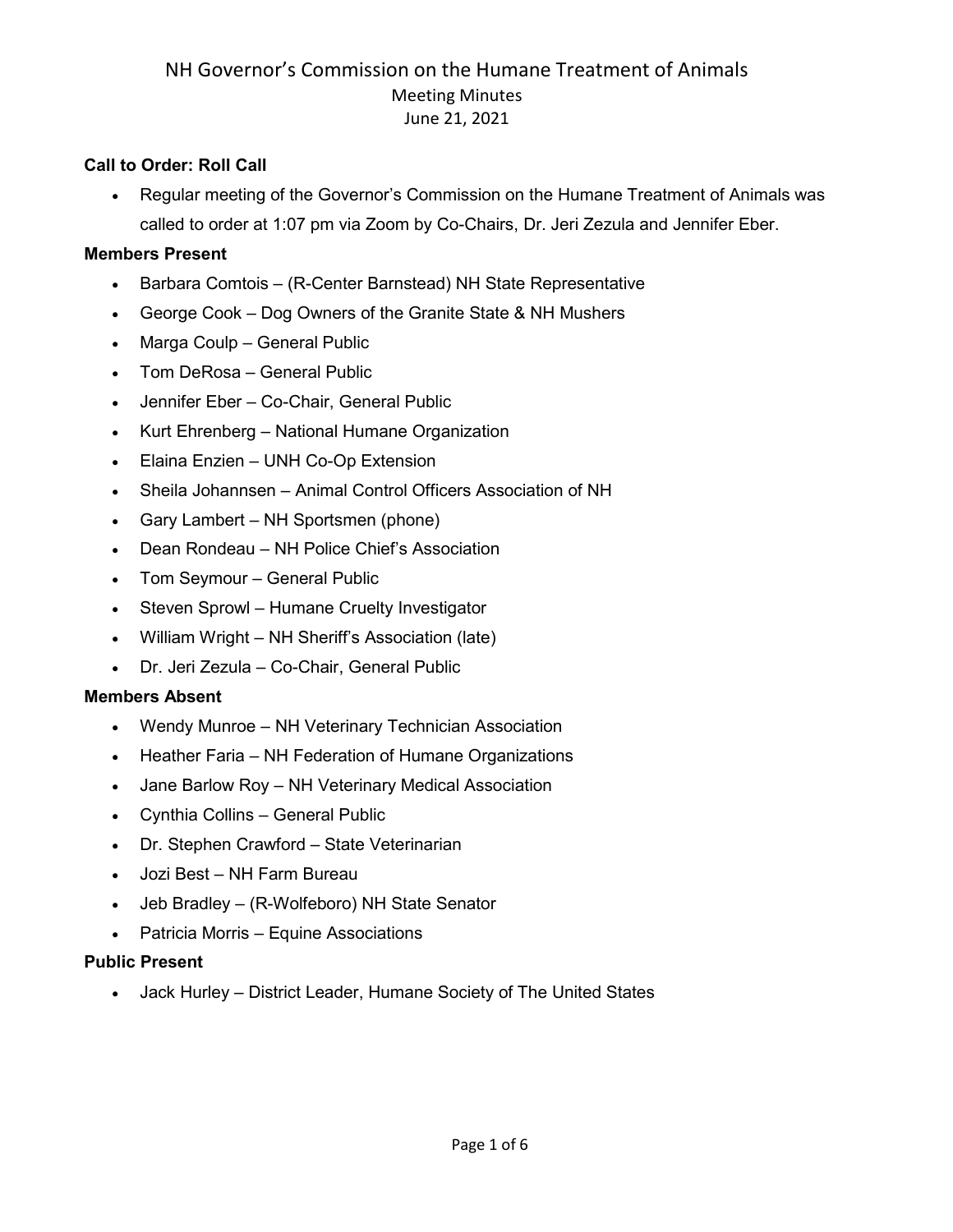# NH Governor's Commission on the Humane Treatment of Animals

Meeting Minutes

June 21, 2021

**Call to Order: Roll Call**

- Regular meeting of the Governor's Commission on the Humane Treatment of Animals was called to order at 1:07 pm via Zoom by Co-Chairs, Dr. Jeri Zezula and Jennifer Eber.

**Members Present**

- Barbara Comtois – (R-Center Barnstead) NH State Representative
- George Cook – Dog Owners of the Granite State & NH Mushers
- Marga Coulp – General Public
- Tom DeRosa – General Public
- Jennifer Eber – Co-Chair, General Public
- Kurt Ehrenberg – National Humane Organization
- Elaina Enzien – UNH Co-Op Extension
- Sheila Johannsen – Animal Control Officers Association of NH
- Gary Lambert – NH Sportsmen (phone)
- Dean Rondeau – NH Police Chief's Association
- Tom Seymour – General Public
- Steven Sprowl – Humane Cruelty Investigator
- William Wright – NH Sheriff's Association (late)
- Dr. Jeri Zezula – Co-Chair, General Public

**Members Absent**

- Wendy Munroe – NH Veterinary Technician Association
- Heather Faria – NH Federation of Humane Organizations
- Jane Barlow Roy – NH Veterinary Medical Association
- Cynthia Collins – General Public
- Dr. Stephen Crawford – State Veterinarian
- Jozi Best – NH Farm Bureau
- Jeb Bradley – (R-Wolfeboro) NH State Senator
- Patricia Morris – Equine Associations

**Public Present**

- Jack Hurley – District Leader, Humane Society of The United States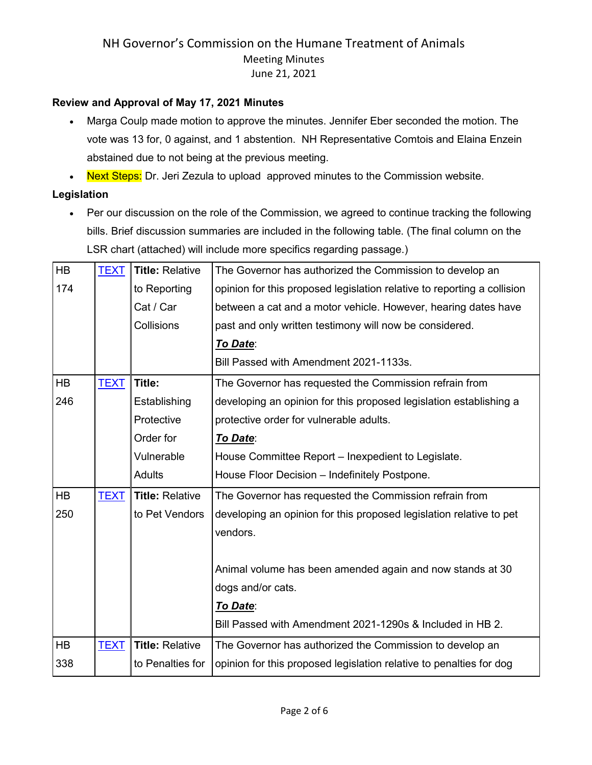NH Governor's Commission on the Humane Treatment of Animals
Meeting Minutes
June 21, 2021

**Review and Approval of May 17, 2021 Minutes**

- Marga Coulp made motion to approve the minutes. Jennifer Eber seconded the motion. The vote was 13 for, 0 against, and 1 abstention. NH Representative Comtois and Elaina Enzein abstained due to not being at the previous meeting.
- Next Steps: Dr. Jeri Zezula to upload approved minutes to the Commission website.

**Legislation**

- Per our discussion on the role of the Commission, we agreed to continue tracking the following bills. Brief discussion summaries are included in the following table. (The final column on the LSR chart (attached) will include more specifics regarding passage.)

| | | | |
|---|---|---|---|
| HB 174 | TEXT | **Title:** Relative to Reporting Cat / Car Collisions | The Governor has authorized the Commission to develop an opinion for this proposed legislation relative to reporting a collision between a cat and a motor vehicle. However, hearing dates have past and only written testimony will now be considered.<br>***To Date***:<br>Bill Passed with Amendment 2021-1133s. |
| HB 246 | TEXT | **Title:** Establishing Protective Order for Vulnerable Adults | The Governor has requested the Commission refrain from developing an opinion for this proposed legislation establishing a protective order for vulnerable adults.<br>***To Date***:<br>House Committee Report – Inexpedient to Legislate.<br>House Floor Decision – Indefinitely Postpone. |
| HB 250 | TEXT | **Title:** Relative to Pet Vendors | The Governor has requested the Commission refrain from developing an opinion for this proposed legislation relative to pet vendors.<br><br>Animal volume has been amended again and now stands at 30 dogs and/or cats.<br>***To Date***:<br>Bill Passed with Amendment 2021-1290s & Included in HB 2. |
| HB 338 | TEXT | **Title:** Relative to Penalties for | The Governor has authorized the Commission to develop an opinion for this proposed legislation relative to penalties for dog |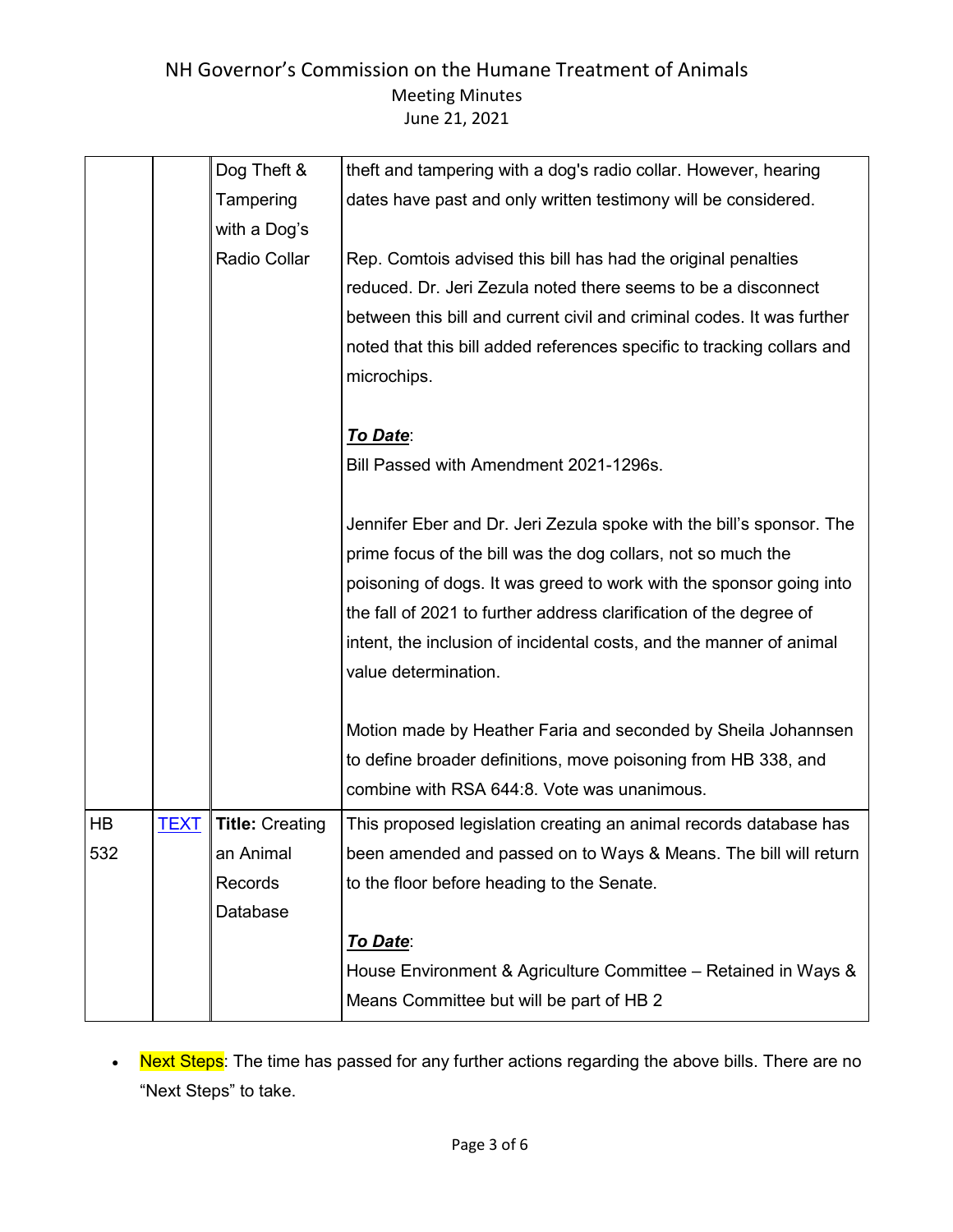| | | | |
|---|---|---|---|
| | | Dog Theft & Tampering with a Dog's Radio Collar | theft and tampering with a dog's radio collar. However, hearing dates have past and only written testimony will be considered.<br><br>Rep. Comtois advised this bill has had the original penalties reduced. Dr. Jeri Zezula noted there seems to be a disconnect between this bill and current civil and criminal codes. It was further noted that this bill added references specific to tracking collars and microchips.<br><br>***To Date***:<br>Bill Passed with Amendment 2021-1296s.<br><br>Jennifer Eber and Dr. Jeri Zezula spoke with the bill's sponsor. The prime focus of the bill was the dog collars, not so much the poisoning of dogs. It was greed to work with the sponsor going into the fall of 2021 to further address clarification of the degree of intent, the inclusion of incidental costs, and the manner of animal value determination.<br><br>Motion made by Heather Faria and seconded by Sheila Johannsen to define broader definitions, move poisoning from HB 338, and combine with RSA 644:8. Vote was unanimous. |
| HB 532 | TEXT | **Title:** Creating an Animal Records Database | This proposed legislation creating an animal records database has been amended and passed on to Ways & Means. The bill will return to the floor before heading to the Senate.<br><br>***To Date***:<br>House Environment & Agriculture Committee – Retained in Ways & Means Committee but will be part of HB 2 |

- Next Steps: The time has passed for any further actions regarding the above bills. There are no "Next Steps" to take.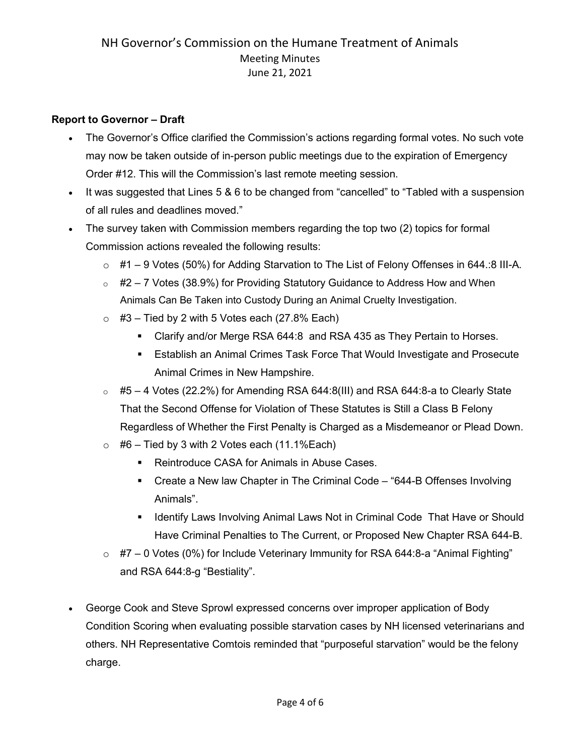NH Governor's Commission on the Humane Treatment of Animals
Meeting Minutes
June 21, 2021

**Report to Governor – Draft**

- The Governor's Office clarified the Commission's actions regarding formal votes. No such vote may now be taken outside of in-person public meetings due to the expiration of Emergency Order #12. This will the Commission's last remote meeting session.
- It was suggested that Lines 5 & 6 to be changed from "cancelled" to "Tabled with a suspension of all rules and deadlines moved."
- The survey taken with Commission members regarding the top two (2) topics for formal Commission actions revealed the following results:
  - #1 – 9 Votes (50%) for Adding Starvation to The List of Felony Offenses in 644.:8 III-A.
  - #2 – 7 Votes (38.9%) for Providing Statutory Guidance to Address How and When Animals Can Be Taken into Custody During an Animal Cruelty Investigation.
  - #3 – Tied by 2 with 5 Votes each (27.8% Each)
    - Clarify and/or Merge RSA 644:8 and RSA 435 as They Pertain to Horses.
    - Establish an Animal Crimes Task Force That Would Investigate and Prosecute Animal Crimes in New Hampshire.
  - #5 – 4 Votes (22.2%) for Amending RSA 644:8(III) and RSA 644:8-a to Clearly State That the Second Offense for Violation of These Statutes is Still a Class B Felony Regardless of Whether the First Penalty is Charged as a Misdemeanor or Plead Down.
  - #6 – Tied by 3 with 2 Votes each (11.1%Each)
    - Reintroduce CASA for Animals in Abuse Cases.
    - Create a New law Chapter in The Criminal Code – "644-B Offenses Involving Animals".
    - Identify Laws Involving Animal Laws Not in Criminal Code That Have or Should Have Criminal Penalties to The Current, or Proposed New Chapter RSA 644-B.
  - #7 – 0 Votes (0%) for Include Veterinary Immunity for RSA 644:8-a "Animal Fighting" and RSA 644:8-g "Bestiality".

- George Cook and Steve Sprowl expressed concerns over improper application of Body Condition Scoring when evaluating possible starvation cases by NH licensed veterinarians and others. NH Representative Comtois reminded that "purposeful starvation" would be the felony charge.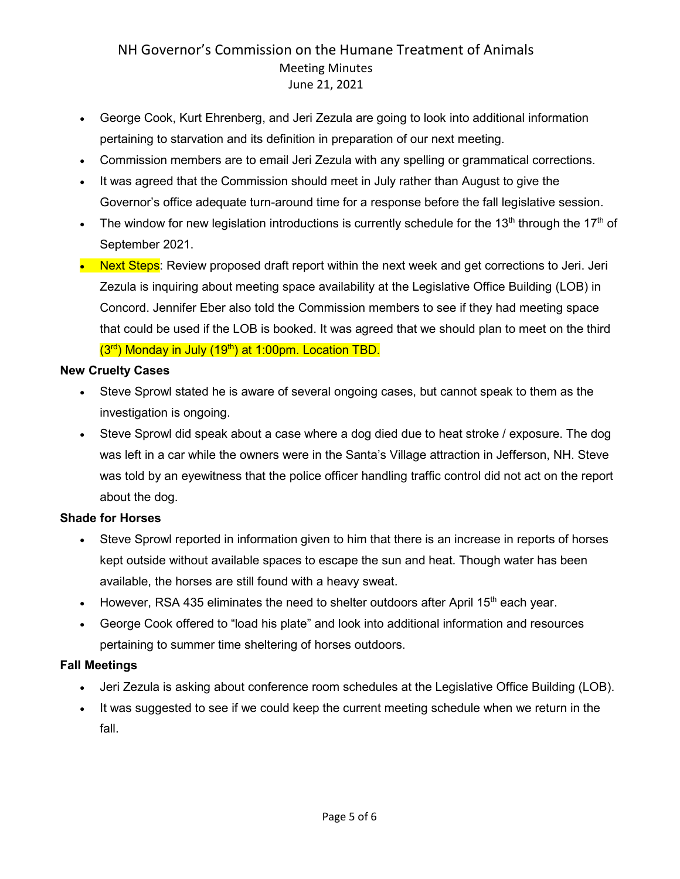- George Cook, Kurt Ehrenberg, and Jeri Zezula are going to look into additional information pertaining to starvation and its definition in preparation of our next meeting.
- Commission members are to email Jeri Zezula with any spelling or grammatical corrections.
- It was agreed that the Commission should meet in July rather than August to give the Governor's office adequate turn-around time for a response before the fall legislative session.
- The window for new legislation introductions is currently schedule for the 13th through the 17th of September 2021.
- Next Steps: Review proposed draft report within the next week and get corrections to Jeri. Jeri Zezula is inquiring about meeting space availability at the Legislative Office Building (LOB) in Concord. Jennifer Eber also told the Commission members to see if they had meeting space that could be used if the LOB is booked. It was agreed that we should plan to meet on the third (3rd) Monday in July (19th) at 1:00pm. Location TBD.

**New Cruelty Cases**

- Steve Sprowl stated he is aware of several ongoing cases, but cannot speak to them as the investigation is ongoing.
- Steve Sprowl did speak about a case where a dog died due to heat stroke / exposure. The dog was left in a car while the owners were in the Santa's Village attraction in Jefferson, NH. Steve was told by an eyewitness that the police officer handling traffic control did not act on the report about the dog.

**Shade for Horses**

- Steve Sprowl reported in information given to him that there is an increase in reports of horses kept outside without available spaces to escape the sun and heat. Though water has been available, the horses are still found with a heavy sweat.
- However, RSA 435 eliminates the need to shelter outdoors after April 15th each year.
- George Cook offered to "load his plate" and look into additional information and resources pertaining to summer time sheltering of horses outdoors.

**Fall Meetings**

- Jeri Zezula is asking about conference room schedules at the Legislative Office Building (LOB).
- It was suggested to see if we could keep the current meeting schedule when we return in the fall.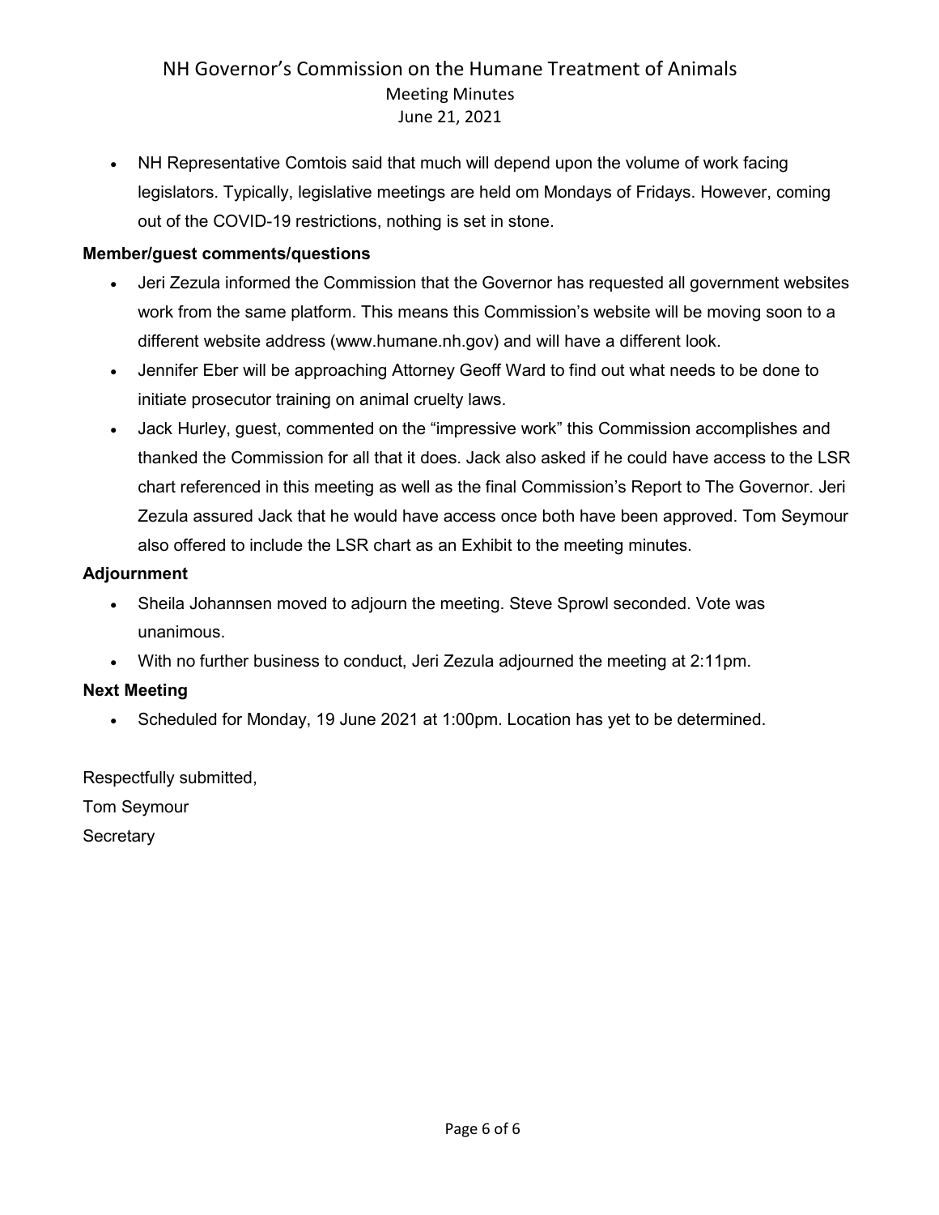- NH Representative Comtois said that much will depend upon the volume of work facing legislators. Typically, legislative meetings are held om Mondays of Fridays. However, coming out of the COVID-19 restrictions, nothing is set in stone.

**Member/guest comments/questions**

- Jeri Zezula informed the Commission that the Governor has requested all government websites work from the same platform. This means this Commission's website will be moving soon to a different website address (www.humane.nh.gov) and will have a different look.
- Jennifer Eber will be approaching Attorney Geoff Ward to find out what needs to be done to initiate prosecutor training on animal cruelty laws.
- Jack Hurley, guest, commented on the "impressive work" this Commission accomplishes and thanked the Commission for all that it does. Jack also asked if he could have access to the LSR chart referenced in this meeting as well as the final Commission's Report to The Governor. Jeri Zezula assured Jack that he would have access once both have been approved. Tom Seymour also offered to include the LSR chart as an Exhibit to the meeting minutes.

**Adjournment**

- Sheila Johannsen moved to adjourn the meeting. Steve Sprowl seconded. Vote was unanimous.
- With no further business to conduct, Jeri Zezula adjourned the meeting at 2:11pm.

**Next Meeting**

- Scheduled for Monday, 19 June 2021 at 1:00pm. Location has yet to be determined.

Respectfully submitted,
Tom Seymour
Secretary